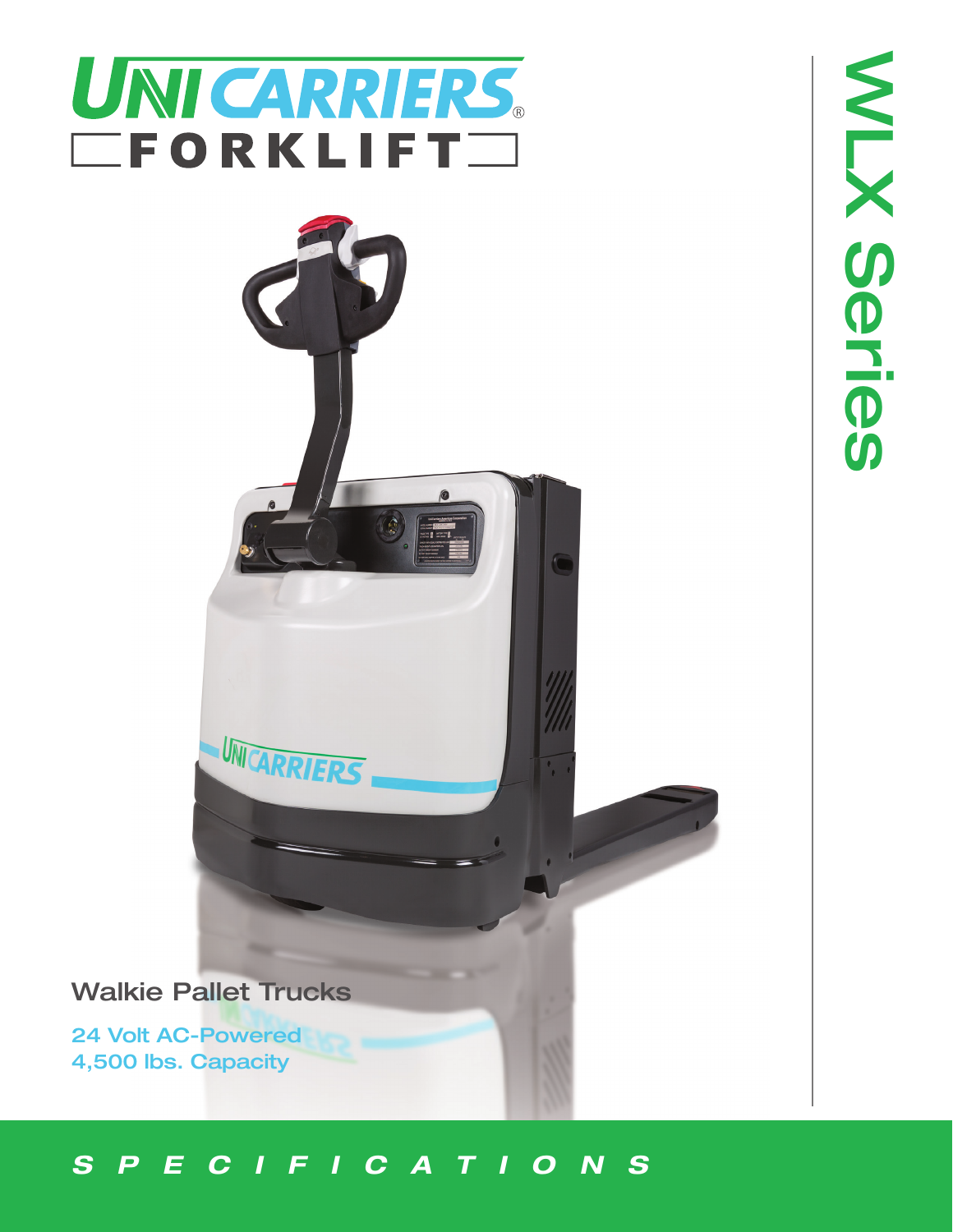# UNICARRIERS FORKLIFT

# WLX Series

## Walkie Pallet Trucks

24 Volt AC-Powered
4,500 lbs. Capacity

**S P E C I F I C A T I O N S**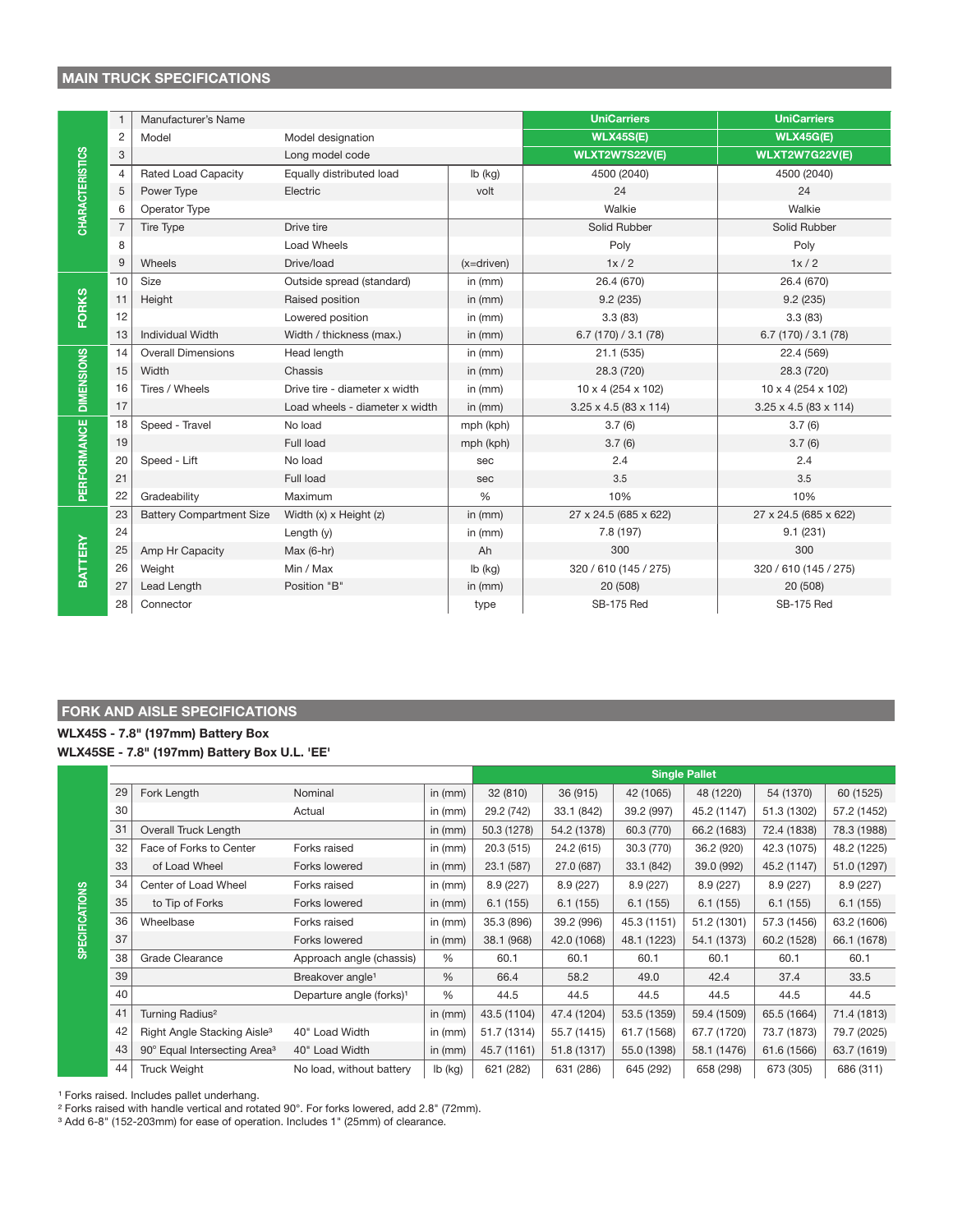## MAIN TRUCK SPECIFICATIONS

| Section | # | | | | | |
|---|---|---|---|---|---|---|
| CHARACTERISTICS | 1 | Manufacturer's Name | | | UniCarriers | UniCarriers |
| | 2 | Model | Model designation | | WLX45S(E) | WLX45G(E) |
| | 3 | | Long model code | | WLXT2W7S22V(E) | WLXT2W7G22V(E) |
| | 4 | Rated Load Capacity | Equally distributed load | lb (kg) | 4500 (2040) | 4500 (2040) |
| | 5 | Power Type | Electric | volt | 24 | 24 |
| | 6 | Operator Type | | | Walkie | Walkie |
| | 7 | Tire Type | Drive tire | | Solid Rubber | Solid Rubber |
| | 8 | | Load Wheels | | Poly | Poly |
| | 9 | Wheels | Drive/load | (x=driven) | 1x / 2 | 1x / 2 |
| FORKS | 10 | Size | Outside spread (standard) | in (mm) | 26.4 (670) | 26.4 (670) |
| | 11 | Height | Raised position | in (mm) | 9.2 (235) | 9.2 (235) |
| | 12 | | Lowered position | in (mm) | 3.3 (83) | 3.3 (83) |
| | 13 | Individual Width | Width / thickness (max.) | in (mm) | 6.7 (170) / 3.1 (78) | 6.7 (170) / 3.1 (78) |
| DIMENSIONS | 14 | Overall Dimensions | Head length | in (mm) | 21.1 (535) | 22.4 (569) |
| | 15 | Width | Chassis | in (mm) | 28.3 (720) | 28.3 (720) |
| | 16 | Tires / Wheels | Drive tire - diameter x width | in (mm) | 10 x 4 (254 x 102) | 10 x 4 (254 x 102) |
| | 17 | | Load wheels - diameter x width | in (mm) | 3.25 x 4.5 (83 x 114) | 3.25 x 4.5 (83 x 114) |
| PERFORMANCE | 18 | Speed - Travel | No load | mph (kph) | 3.7 (6) | 3.7 (6) |
| | 19 | | Full load | mph (kph) | 3.7 (6) | 3.7 (6) |
| | 20 | Speed - Lift | No load | sec | 2.4 | 2.4 |
| | 21 | | Full load | sec | 3.5 | 3.5 |
| | 22 | Gradeability | Maximum | % | 10% | 10% |
| BATTERY | 23 | Battery Compartment Size | Width (x) x Height (z) | in (mm) | 27 x 24.5 (685 x 622) | 27 x 24.5 (685 x 622) |
| | 24 | | Length (y) | in (mm) | 7.8 (197) | 9.1 (231) |
| | 25 | Amp Hr Capacity | Max (6-hr) | Ah | 300 | 300 |
| | 26 | Weight | Min / Max | lb (kg) | 320 / 610 (145 / 275) | 320 / 610 (145 / 275) |
| | 27 | Lead Length | Position "B" | in (mm) | 20 (508) | 20 (508) |
| | 28 | Connector | | type | SB-175 Red | SB-175 Red |

## FORK AND AISLE SPECIFICATIONS

**WLX45S - 7.8" (197mm) Battery Box**

**WLX45SE - 7.8" (197mm) Battery Box U.L. 'EE'**

| Section | # | | | | Single Pallet | | | | | |
|---|---|---|---|---|---|---|---|---|---|---|
| SPECIFICATIONS | 29 | Fork Length | Nominal | in (mm) | 32 (810) | 36 (915) | 42 (1065) | 48 (1220) | 54 (1370) | 60 (1525) |
| | 30 | | Actual | in (mm) | 29.2 (742) | 33.1 (842) | 39.2 (997) | 45.2 (1147) | 51.3 (1302) | 57.2 (1452) |
| | 31 | Overall Truck Length | | in (mm) | 50.3 (1278) | 54.2 (1378) | 60.3 (770) | 66.2 (1683) | 72.4 (1838) | 78.3 (1988) |
| | 32 | Face of Forks to Center | Forks raised | in (mm) | 20.3 (515) | 24.2 (615) | 30.3 (770) | 36.2 (920) | 42.3 (1075) | 48.2 (1225) |
| | 33 | of Load Wheel | Forks lowered | in (mm) | 23.1 (587) | 27.0 (687) | 33.1 (842) | 39.0 (992) | 45.2 (1147) | 51.0 (1297) |
| | 34 | Center of Load Wheel | Forks raised | in (mm) | 8.9 (227) | 8.9 (227) | 8.9 (227) | 8.9 (227) | 8.9 (227) | 8.9 (227) |
| | 35 | to Tip of Forks | Forks lowered | in (mm) | 6.1 (155) | 6.1 (155) | 6.1 (155) | 6.1 (155) | 6.1 (155) | 6.1 (155) |
| | 36 | Wheelbase | Forks raised | in (mm) | 35.3 (896) | 39.2 (996) | 45.3 (1151) | 51.2 (1301) | 57.3 (1456) | 63.2 (1606) |
| | 37 | | Forks lowered | in (mm) | 38.1 (968) | 42.0 (1068) | 48.1 (1223) | 54.1 (1373) | 60.2 (1528) | 66.1 (1678) |
| | 38 | Grade Clearance | Approach angle (chassis) | % | 60.1 | 60.1 | 60.1 | 60.1 | 60.1 | 60.1 |
| | 39 | | Breakover angle[1] | % | 66.4 | 58.2 | 49.0 | 42.4 | 37.4 | 33.5 |
| | 40 | | Departure angle (forks)[1] | % | 44.5 | 44.5 | 44.5 | 44.5 | 44.5 | 44.5 |
| | 41 | Turning Radius[2] | | in (mm) | 43.5 (1104) | 47.4 (1204) | 53.5 (1359) | 59.4 (1509) | 65.5 (1664) | 71.4 (1813) |
| | 42 | Right Angle Stacking Aisle[3] | 40" Load Width | in (mm) | 51.7 (1314) | 55.7 (1415) | 61.7 (1568) | 67.7 (1720) | 73.7 (1873) | 79.7 (2025) |
| | 43 | 90° Equal Intersecting Area[3] | 40" Load Width | in (mm) | 45.7 (1161) | 51.8 (1317) | 55.0 (1398) | 58.1 (1476) | 61.6 (1566) | 63.7 (1619) |
| | 44 | Truck Weight | No load, without battery | lb (kg) | 621 (282) | 631 (286) | 645 (292) | 658 (298) | 673 (305) | 686 (311) |

[1] Forks raised. Includes pallet underhang.
[2] Forks raised with handle vertical and rotated 90°. For forks lowered, add 2.8" (72mm).
[3] Add 6-8" (152-203mm) for ease of operation. Includes 1" (25mm) of clearance.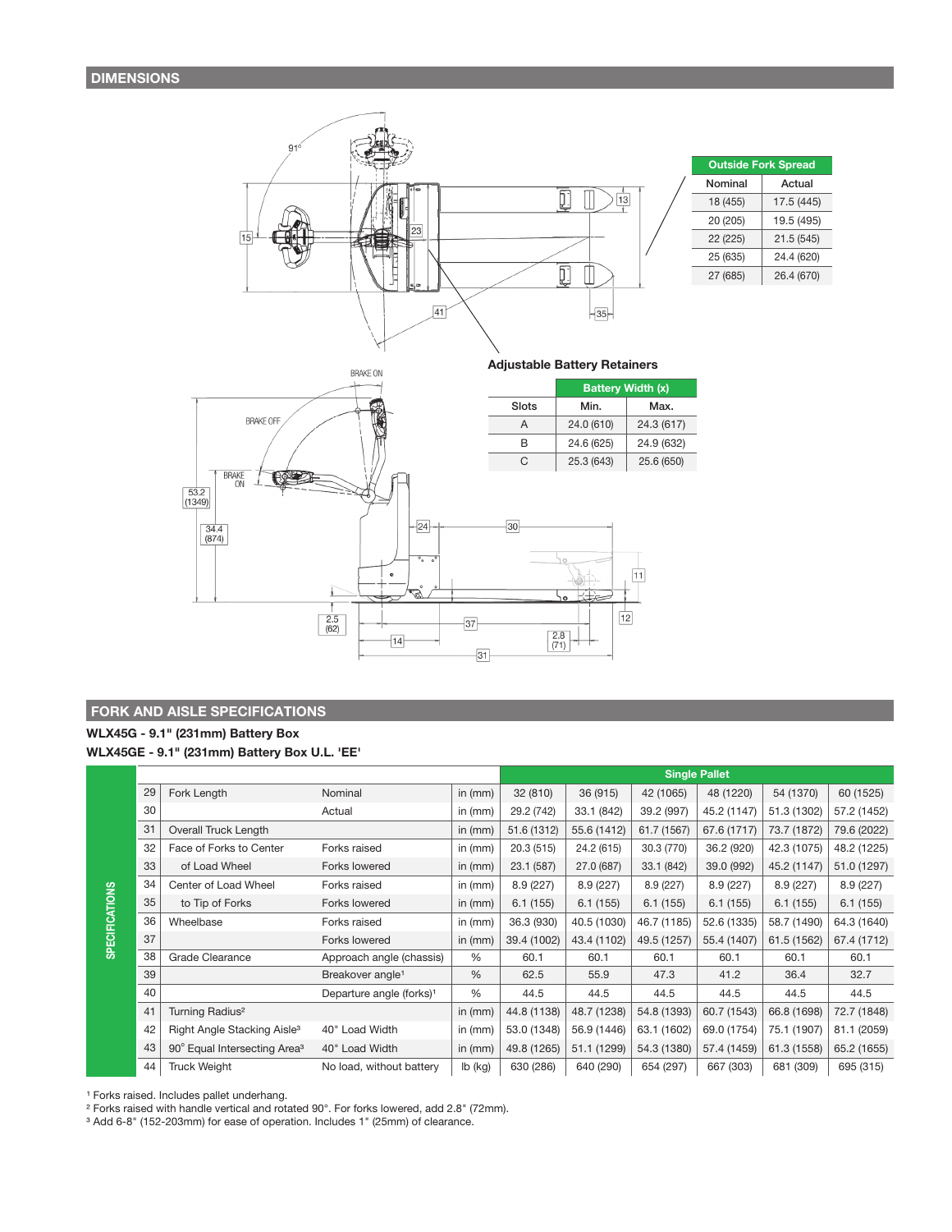## DIMENSIONS

| Outside Fork Spread | |
|---|---|
| Nominal | Actual |
| 18 (455) | 17.5 (445) |
| 20 (205) | 19.5 (495) |
| 22 (225) | 21.5 (545) |
| 25 (635) | 24.4 (620) |
| 27 (685) | 26.4 (670) |

**Adjustable Battery Retainers**

| Slots | Battery Width (x) | |
|---|---|---|
| | Min. | Max. |
| A | 24.0 (610) | 24.3 (617) |
| B | 24.6 (625) | 24.9 (632) |
| C | 25.3 (643) | 25.6 (650) |

## FORK AND AISLE SPECIFICATIONS

**WLX45G - 9.1" (231mm) Battery Box**

**WLX45GE - 9.1" (231mm) Battery Box U.L. 'EE'**

| | | | | | Single Pallet | | | | | |
|---|---|---|---|---|---|---|---|---|---|---|
| 29 | Fork Length | Nominal | in (mm) | 32 (810) | 36 (915) | 42 (1065) | 48 (1220) | 54 (1370) | 60 (1525) |
| 30 | | Actual | in (mm) | 29.2 (742) | 33.1 (842) | 39.2 (997) | 45.2 (1147) | 51.3 (1302) | 57.2 (1452) |
| 31 | Overall Truck Length | | in (mm) | 51.6 (1312) | 55.6 (1412) | 61.7 (1567) | 67.6 (1717) | 73.7 (1872) | 79.6 (2022) |
| 32 | Face of Forks to Center | Forks raised | in (mm) | 20.3 (515) | 24.2 (615) | 30.3 (770) | 36.2 (920) | 42.3 (1075) | 48.2 (1225) |
| 33 | of Load Wheel | Forks lowered | in (mm) | 23.1 (587) | 27.0 (687) | 33.1 (842) | 39.0 (992) | 45.2 (1147) | 51.0 (1297) |
| 34 | Center of Load Wheel | Forks raised | in (mm) | 8.9 (227) | 8.9 (227) | 8.9 (227) | 8.9 (227) | 8.9 (227) | 8.9 (227) |
| 35 | to Tip of Forks | Forks lowered | in (mm) | 6.1 (155) | 6.1 (155) | 6.1 (155) | 6.1 (155) | 6.1 (155) | 6.1 (155) |
| 36 | Wheelbase | Forks raised | in (mm) | 36.3 (930) | 40.5 (1030) | 46.7 (1185) | 52.6 (1335) | 58.7 (1490) | 64.3 (1640) |
| 37 | | Forks lowered | in (mm) | 39.4 (1002) | 43.4 (1102) | 49.5 (1257) | 55.4 (1407) | 61.5 (1562) | 67.4 (1712) |
| 38 | Grade Clearance | Approach angle (chassis) | % | 60.1 | 60.1 | 60.1 | 60.1 | 60.1 | 60.1 |
| 39 | | Breakover angle[1] | % | 62.5 | 55.9 | 47.3 | 41.2 | 36.4 | 32.7 |
| 40 | | Departure angle (forks)[1] | % | 44.5 | 44.5 | 44.5 | 44.5 | 44.5 | 44.5 |
| 41 | Turning Radius[2] | | in (mm) | 44.8 (1138) | 48.7 (1238) | 54.8 (1393) | 60.7 (1543) | 66.8 (1698) | 72.7 (1848) |
| 42 | Right Angle Stacking Aisle[3] | 40" Load Width | in (mm) | 53.0 (1348) | 56.9 (1446) | 63.1 (1602) | 69.0 (1754) | 75.1 (1907) | 81.1 (2059) |
| 43 | 90° Equal Intersecting Area[3] | 40" Load Width | in (mm) | 49.8 (1265) | 51.1 (1299) | 54.3 (1380) | 57.4 (1459) | 61.3 (1558) | 65.2 (1655) |
| 44 | Truck Weight | No load, without battery | lb (kg) | 630 (286) | 640 (290) | 654 (297) | 667 (303) | 681 (309) | 695 (315) |

[1] Forks raised. Includes pallet underhang.

[2] Forks raised with handle vertical and rotated 90°. For forks lowered, add 2.8" (72mm).

[3] Add 6-8" (152-203mm) for ease of operation. Includes 1" (25mm) of clearance.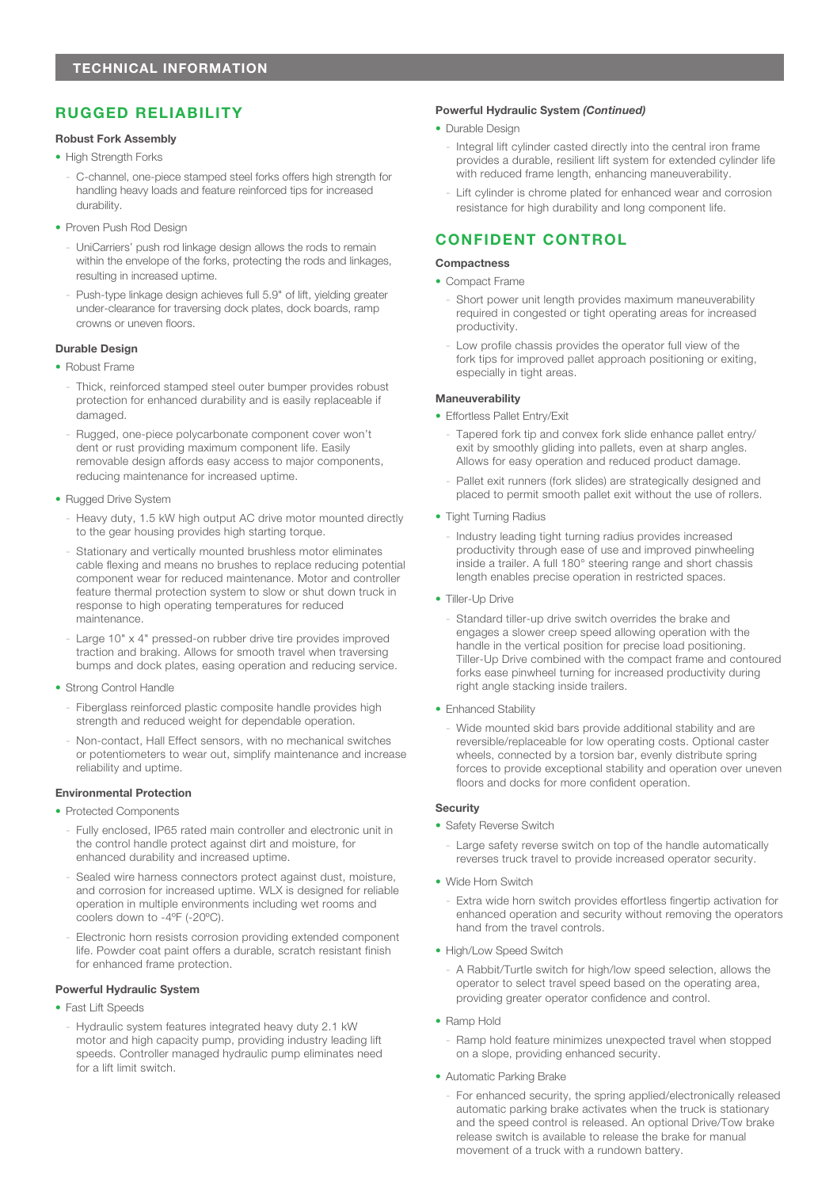# TECHNICAL INFORMATION

## RUGGED RELIABILITY

### Robust Fork Assembly

- High Strength Forks
  - C-channel, one-piece stamped steel forks offers high strength for handling heavy loads and feature reinforced tips for increased durability.
- Proven Push Rod Design
  - UniCarriers' push rod linkage design allows the rods to remain within the envelope of the forks, protecting the rods and linkages, resulting in increased uptime.
  - Push-type linkage design achieves full 5.9" of lift, yielding greater under-clearance for traversing dock plates, dock boards, ramp crowns or uneven floors.

### Durable Design

- Robust Frame
  - Thick, reinforced stamped steel outer bumper provides robust protection for enhanced durability and is easily replaceable if damaged.
  - Rugged, one-piece polycarbonate component cover won't dent or rust providing maximum component life. Easily removable design affords easy access to major components, reducing maintenance for increased uptime.
- Rugged Drive System
  - Heavy duty, 1.5 kW high output AC drive motor mounted directly to the gear housing provides high starting torque.
  - Stationary and vertically mounted brushless motor eliminates cable flexing and means no brushes to replace reducing potential component wear for reduced maintenance. Motor and controller feature thermal protection system to slow or shut down truck in response to high operating temperatures for reduced maintenance.
  - Large 10" x 4" pressed-on rubber drive tire provides improved traction and braking. Allows for smooth travel when traversing bumps and dock plates, easing operation and reducing service.
- Strong Control Handle
  - Fiberglass reinforced plastic composite handle provides high strength and reduced weight for dependable operation.
  - Non-contact, Hall Effect sensors, with no mechanical switches or potentiometers to wear out, simplify maintenance and increase reliability and uptime.

### Environmental Protection

- Protected Components
  - Fully enclosed, IP65 rated main controller and electronic unit in the control handle protect against dirt and moisture, for enhanced durability and increased uptime.
  - Sealed wire harness connectors protect against dust, moisture, and corrosion for increased uptime. WLX is designed for reliable operation in multiple environments including wet rooms and coolers down to -4ºF (-20ºC).
  - Electronic horn resists corrosion providing extended component life. Powder coat paint offers a durable, scratch resistant finish for enhanced frame protection.

### Powerful Hydraulic System

- Fast Lift Speeds
  - Hydraulic system features integrated heavy duty 2.1 kW motor and high capacity pump, providing industry leading lift speeds. Controller managed hydraulic pump eliminates need for a lift limit switch.

### Powerful Hydraulic System *(Continued)*

- Durable Design
  - Integral lift cylinder casted directly into the central iron frame provides a durable, resilient lift system for extended cylinder life with reduced frame length, enhancing maneuverability.
  - Lift cylinder is chrome plated for enhanced wear and corrosion resistance for high durability and long component life.

## CONFIDENT CONTROL

### Compactness

- Compact Frame
  - Short power unit length provides maximum maneuverability required in congested or tight operating areas for increased productivity.
  - Low profile chassis provides the operator full view of the fork tips for improved pallet approach positioning or exiting, especially in tight areas.

### Maneuverability

- Effortless Pallet Entry/Exit
  - Tapered fork tip and convex fork slide enhance pallet entry/exit by smoothly gliding into pallets, even at sharp angles. Allows for easy operation and reduced product damage.
  - Pallet exit runners (fork slides) are strategically designed and placed to permit smooth pallet exit without the use of rollers.
- Tight Turning Radius
  - Industry leading tight turning radius provides increased productivity through ease of use and improved pinwheeling inside a trailer. A full 180° steering range and short chassis length enables precise operation in restricted spaces.
- Tiller-Up Drive
  - Standard tiller-up drive switch overrides the brake and engages a slower creep speed allowing operation with the handle in the vertical position for precise load positioning. Tiller-Up Drive combined with the compact frame and contoured forks ease pinwheel turning for increased productivity during right angle stacking inside trailers.
- Enhanced Stability
  - Wide mounted skid bars provide additional stability and are reversible/replaceable for low operating costs. Optional caster wheels, connected by a torsion bar, evenly distribute spring forces to provide exceptional stability and operation over uneven floors and docks for more confident operation.

### Security

- Safety Reverse Switch
  - Large safety reverse switch on top of the handle automatically reverses truck travel to provide increased operator security.
- Wide Horn Switch
  - Extra wide horn switch provides effortless fingertip activation for enhanced operation and security without removing the operators hand from the travel controls.
- High/Low Speed Switch
  - A Rabbit/Turtle switch for high/low speed selection, allows the operator to select travel speed based on the operating area, providing greater operator confidence and control.
- Ramp Hold
  - Ramp hold feature minimizes unexpected travel when stopped on a slope, providing enhanced security.
- Automatic Parking Brake
  - For enhanced security, the spring applied/electronically released automatic parking brake activates when the truck is stationary and the speed control is released. An optional Drive/Tow brake release switch is available to release the brake for manual movement of a truck with a rundown battery.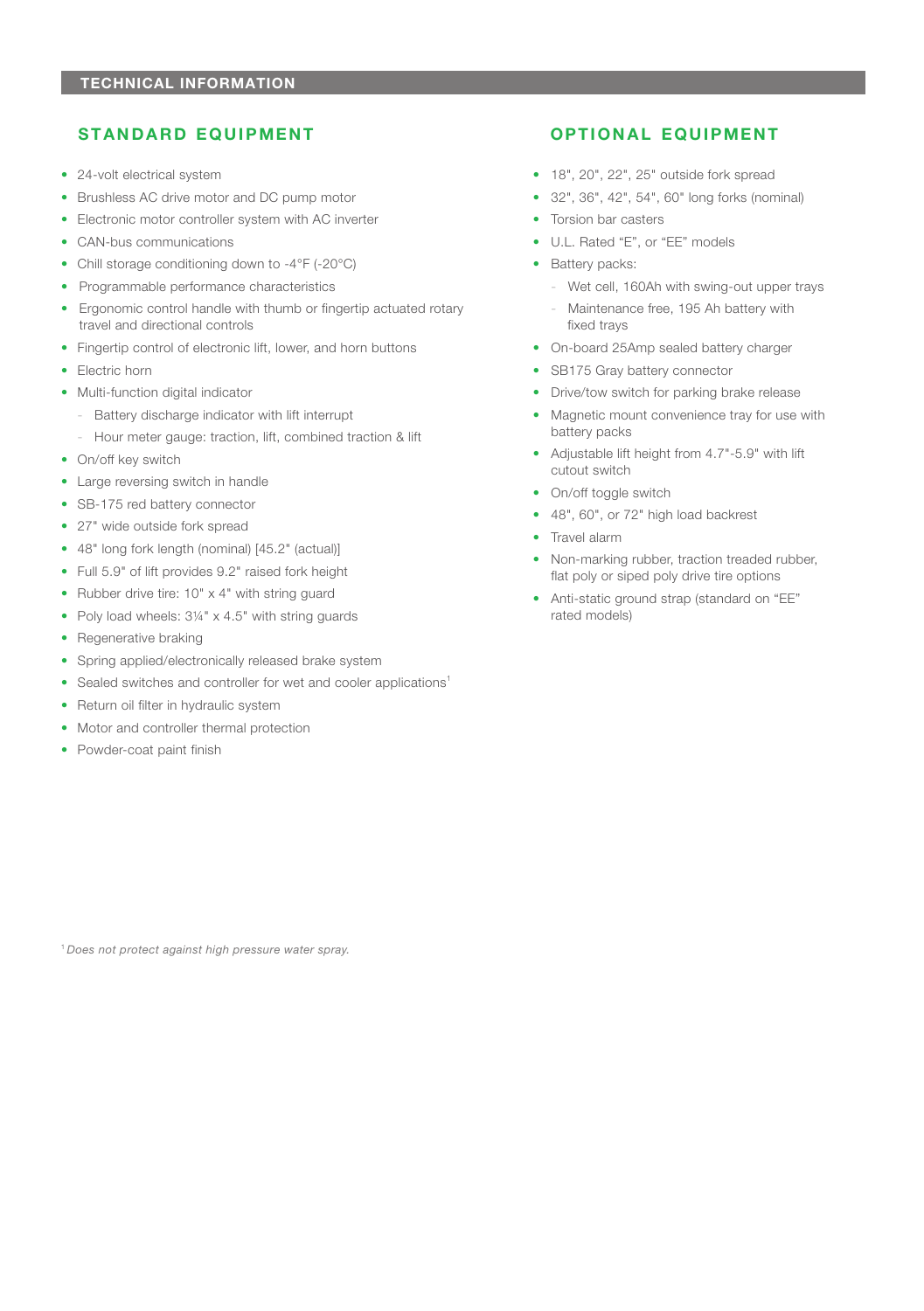# TECHNICAL INFORMATION

## STANDARD EQUIPMENT

- 24-volt electrical system
- Brushless AC drive motor and DC pump motor
- Electronic motor controller system with AC inverter
- CAN-bus communications
- Chill storage conditioning down to -4°F (-20°C)
- Programmable performance characteristics
- Ergonomic control handle with thumb or fingertip actuated rotary travel and directional controls
- Fingertip control of electronic lift, lower, and horn buttons
- Electric horn
- Multi-function digital indicator
  - Battery discharge indicator with lift interrupt
  - Hour meter gauge: traction, lift, combined traction & lift
- On/off key switch
- Large reversing switch in handle
- SB-175 red battery connector
- 27" wide outside fork spread
- 48" long fork length (nominal) [45.2" (actual)]
- Full 5.9" of lift provides 9.2" raised fork height
- Rubber drive tire: 10" x 4" with string guard
- Poly load wheels: 3¼" x 4.5" with string guards
- Regenerative braking
- Spring applied/electronically released brake system
- Sealed switches and controller for wet and cooler applications[1]
- Return oil filter in hydraulic system
- Motor and controller thermal protection
- Powder-coat paint finish

## OPTIONAL EQUIPMENT

- 18", 20", 22", 25" outside fork spread
- 32", 36", 42", 54", 60" long forks (nominal)
- Torsion bar casters
- U.L. Rated "E", or "EE" models
- Battery packs:
  - Wet cell, 160Ah with swing-out upper trays
  - Maintenance free, 195 Ah battery with fixed trays
- On-board 25Amp sealed battery charger
- SB175 Gray battery connector
- Drive/tow switch for parking brake release
- Magnetic mount convenience tray for use with battery packs
- Adjustable lift height from 4.7"-5.9" with lift cutout switch
- On/off toggle switch
- 48", 60", or 72" high load backrest
- Travel alarm
- Non-marking rubber, traction treaded rubber, flat poly or siped poly drive tire options
- Anti-static ground strap (standard on "EE" rated models)

[1] *Does not protect against high pressure water spray.*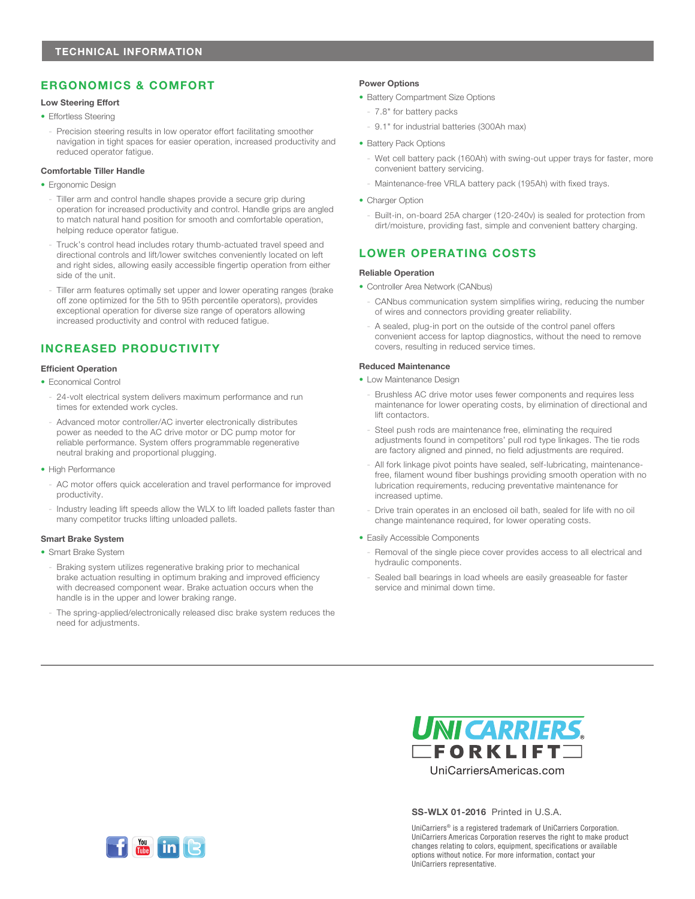# TECHNICAL INFORMATION

## ERGONOMICS & COMFORT

### Low Steering Effort

- Effortless Steering
  - Precision steering results in low operator effort facilitating smoother navigation in tight spaces for easier operation, increased productivity and reduced operator fatigue.

### Comfortable Tiller Handle

- Ergonomic Design
  - Tiller arm and control handle shapes provide a secure grip during operation for increased productivity and control. Handle grips are angled to match natural hand position for smooth and comfortable operation, helping reduce operator fatigue.
  - Truck's control head includes rotary thumb-actuated travel speed and directional controls and lift/lower switches conveniently located on left and right sides, allowing easily accessible fingertip operation from either side of the unit.
  - Tiller arm features optimally set upper and lower operating ranges (brake off zone optimized for the 5th to 95th percentile operators), provides exceptional operation for diverse size range of operators allowing increased productivity and control with reduced fatigue.

## INCREASED PRODUCTIVITY

### Efficient Operation

- Economical Control
  - 24-volt electrical system delivers maximum performance and run times for extended work cycles.
  - Advanced motor controller/AC inverter electronically distributes power as needed to the AC drive motor or DC pump motor for reliable performance. System offers programmable regenerative neutral braking and proportional plugging.
- High Performance
  - AC motor offers quick acceleration and travel performance for improved productivity.
  - Industry leading lift speeds allow the WLX to lift loaded pallets faster than many competitor trucks lifting unloaded pallets.

### Smart Brake System

- Smart Brake System
  - Braking system utilizes regenerative braking prior to mechanical brake actuation resulting in optimum braking and improved efficiency with decreased component wear. Brake actuation occurs when the handle is in the upper and lower braking range.
  - The spring-applied/electronically released disc brake system reduces the need for adjustments.

### Power Options

- Battery Compartment Size Options
  - 7.8" for battery packs
  - 9.1" for industrial batteries (300Ah max)
- Battery Pack Options
  - Wet cell battery pack (160Ah) with swing-out upper trays for faster, more convenient battery servicing.
  - Maintenance-free VRLA battery pack (195Ah) with fixed trays.
- Charger Option
  - Built-in, on-board 25A charger (120-240v) is sealed for protection from dirt/moisture, providing fast, simple and convenient battery charging.

## LOWER OPERATING COSTS

### Reliable Operation

- Controller Area Network (CANbus)
  - CANbus communication system simplifies wiring, reducing the number of wires and connectors providing greater reliability.
  - A sealed, plug-in port on the outside of the control panel offers convenient access for laptop diagnostics, without the need to remove covers, resulting in reduced service times.

### Reduced Maintenance

- Low Maintenance Design
  - Brushless AC drive motor uses fewer components and requires less maintenance for lower operating costs, by elimination of directional and lift contactors.
  - Steel push rods are maintenance free, eliminating the required adjustments found in competitors' pull rod type linkages. The tie rods are factory aligned and pinned, no field adjustments are required.
  - All fork linkage pivot points have sealed, self-lubricating, maintenance-free, filament wound fiber bushings providing smooth operation with no lubrication requirements, reducing preventative maintenance for increased uptime.
  - Drive train operates in an enclosed oil bath, sealed for life with no oil change maintenance required, for lower operating costs.
- Easily Accessible Components
  - Removal of the single piece cover provides access to all electrical and hydraulic components.
  - Sealed ball bearings in load wheels are easily greaseable for faster service and minimal down time.

UNICARRIERS FORKLIFT

UniCarriersAmericas.com

**SS-WLX 01-2016** Printed in U.S.A.

UniCarriers® is a registered trademark of UniCarriers Corporation. UniCarriers Americas Corporation reserves the right to make product changes relating to colors, equipment, specifications or available options without notice. For more information, contact your UniCarriers representative.